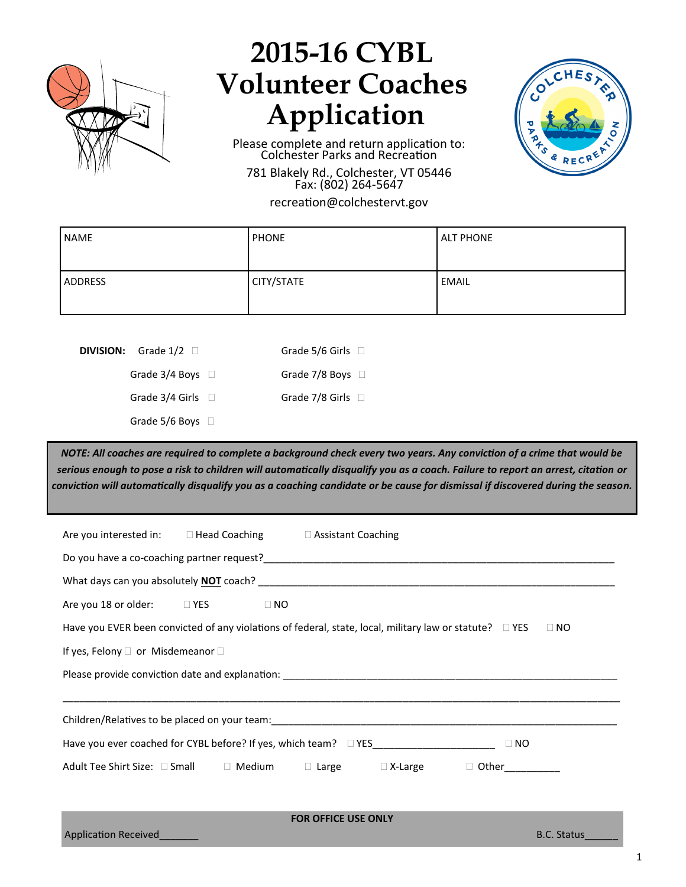# 2015-16 CYBL Volunteer Coaches Application

Please complete and return application to:
Colchester Parks and Recreation
781 Blakely Rd., Colchester, VT 05446
Fax: (802) 264-5647
recreation@colchestervt.gov

| NAME | PHONE | ALT PHONE |
|---|---|---|
| ADDRESS | CITY/STATE | EMAIL |

**DIVISION:**

- Grade 1/2 ☐
- Grade 3/4 Boys ☐
- Grade 3/4 Girls ☐
- Grade 5/6 Boys ☐
- Grade 5/6 Girls ☐
- Grade 7/8 Boys ☐
- Grade 7/8 Girls ☐

***NOTE: All coaches are required to complete a background check every two years. Any conviction of a crime that would be serious enough to pose a risk to children will automatically disqualify you as a coach. Failure to report an arrest, citation or conviction will automatically disqualify you as a coaching candidate or be cause for dismissal if discovered during the season.***

Are you interested in: ☐ Head Coaching ☐ Assistant Coaching

Do you have a co-coaching partner request?________________________________________________________________

What days can you absolutely **NOT** coach? _______________________________________________________________

Are you 18 or older: ☐ YES ☐ NO

Have you EVER been convicted of any violations of federal, state, local, military law or statute? ☐ YES ☐ NO

If yes, Felony ☐ or Misdemeanor ☐

Please provide conviction date and explanation: ____________________________________________________________

______________________________________________________________________________________________

Children/Relatives to be placed on your team:_______________________________________________________________

Have you ever coached for CYBL before? If yes, which team? ☐ YES_____________________ ☐ NO

Adult Tee Shirt Size: ☐ Small ☐ Medium ☐ Large ☐ X-Large ☐ Other__________

**FOR OFFICE USE ONLY**

Application Received_______ B.C. Status______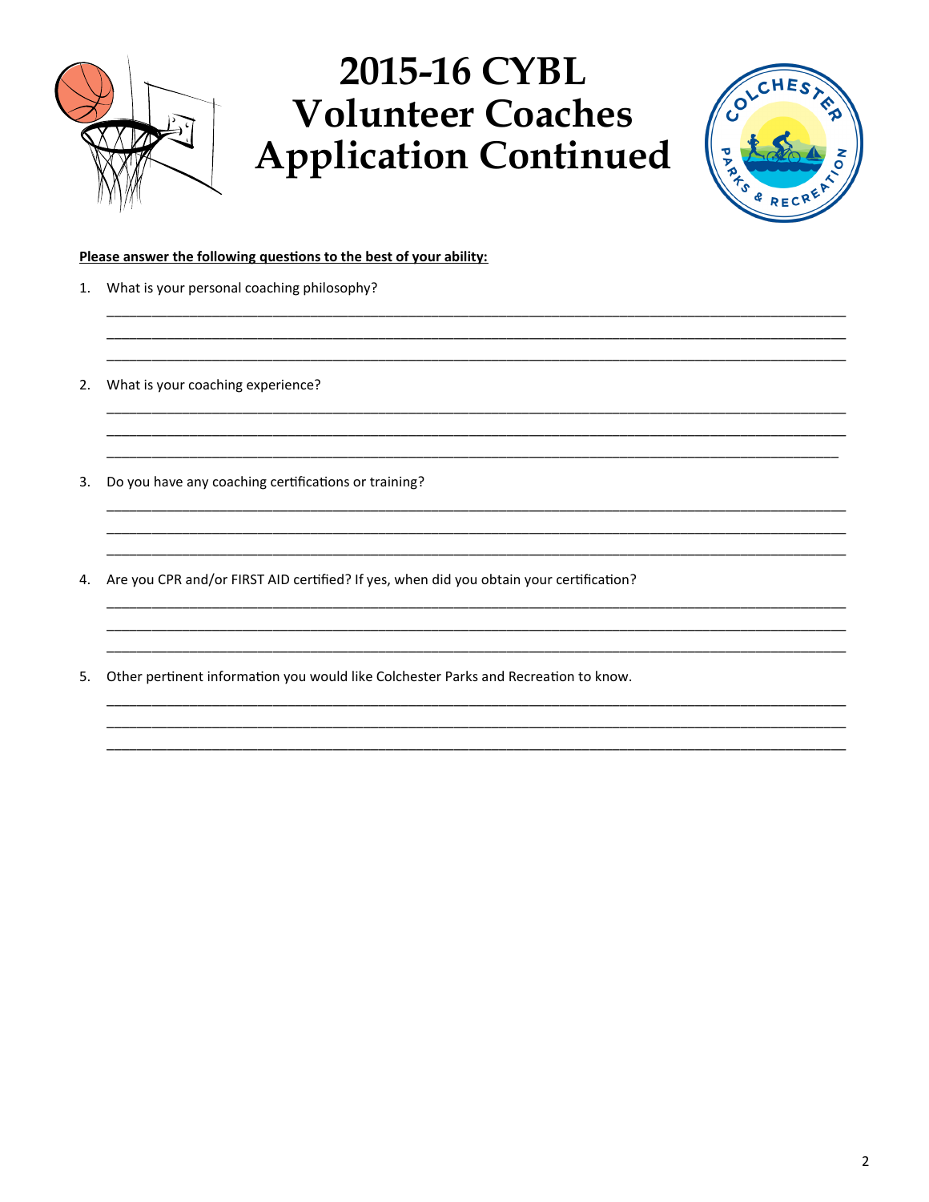# 2015-16 CYBL Volunteer Coaches Application Continued

COLCHESTER PARKS & RECREATION

**Please answer the following questions to the best of your ability:**

1. What is your personal coaching philosophy?

_______________________________________________________________________________________
_______________________________________________________________________________________
_______________________________________________________________________________________

2. What is your coaching experience?

_______________________________________________________________________________________
_______________________________________________________________________________________
_______________________________________________________________________________________

3. Do you have any coaching certifications or training?

_______________________________________________________________________________________
_______________________________________________________________________________________
_______________________________________________________________________________________

4. Are you CPR and/or FIRST AID certified? If yes, when did you obtain your certification?

_______________________________________________________________________________________
_______________________________________________________________________________________
_______________________________________________________________________________________

5. Other pertinent information you would like Colchester Parks and Recreation to know.

_______________________________________________________________________________________
_______________________________________________________________________________________
_______________________________________________________________________________________